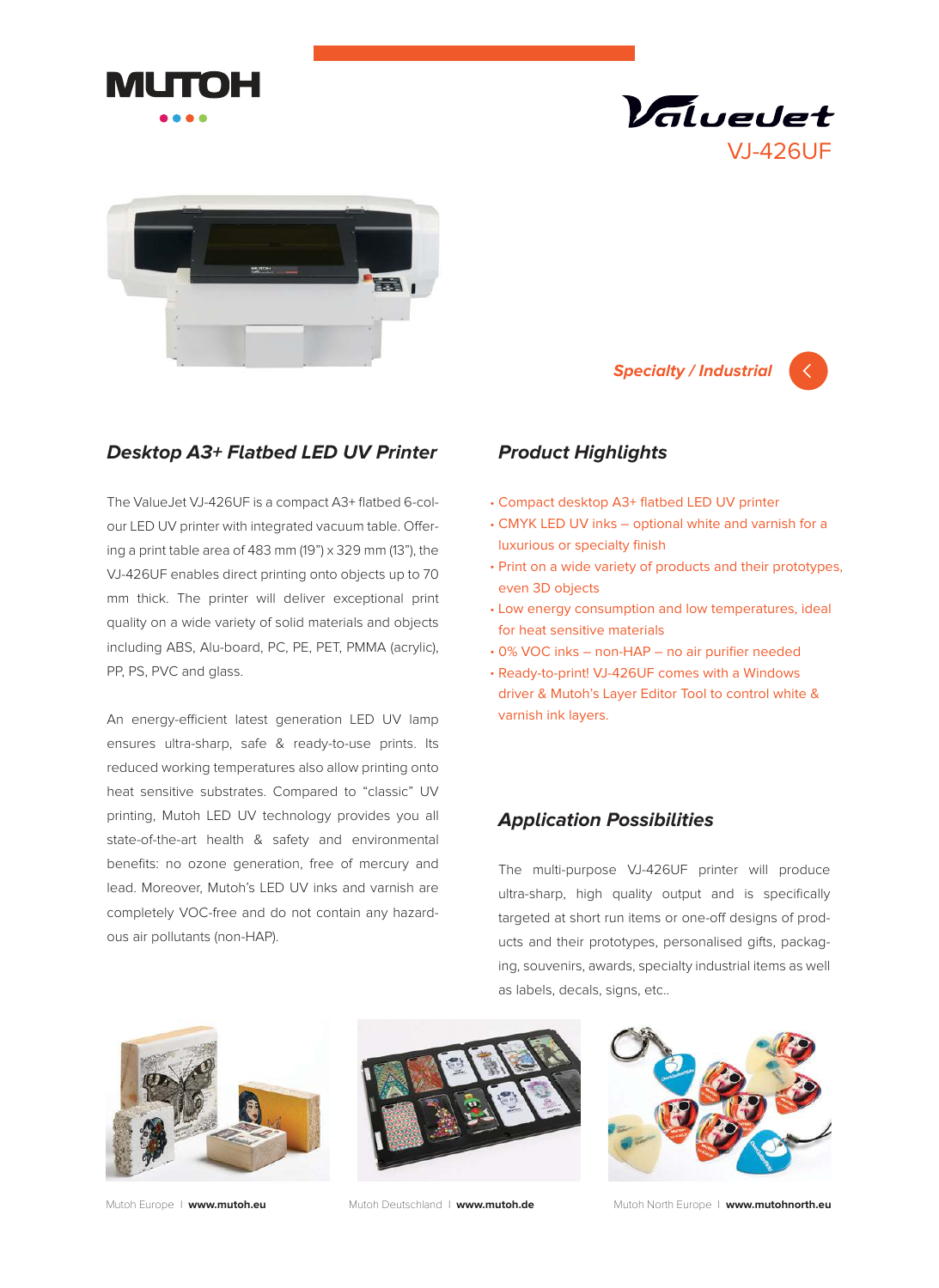MUTOH

# ValueJet VJ-426UF

*Specialty / Industrial*

## Desktop A3+ Flatbed LED UV Printer

The ValueJet VJ-426UF is a compact A3+ flatbed 6-colour LED UV printer with integrated vacuum table. Offering a print table area of 483 mm (19") x 329 mm (13"), the VJ-426UF enables direct printing onto objects up to 70 mm thick. The printer will deliver exceptional print quality on a wide variety of solid materials and objects including ABS, Alu-board, PC, PE, PET, PMMA (acrylic), PP, PS, PVC and glass.

An energy-efficient latest generation LED UV lamp ensures ultra-sharp, safe & ready-to-use prints. Its reduced working temperatures also allow printing onto heat sensitive substrates. Compared to "classic" UV printing, Mutoh LED UV technology provides you all state-of-the-art health & safety and environmental benefits: no ozone generation, free of mercury and lead. Moreover, Mutoh's LED UV inks and varnish are completely VOC-free and do not contain any hazardous air pollutants (non-HAP).

## Product Highlights

- Compact desktop A3+ flatbed LED UV printer
- CMYK LED UV inks – optional white and varnish for a luxurious or specialty finish
- Print on a wide variety of products and their prototypes, even 3D objects
- Low energy consumption and low temperatures, ideal for heat sensitive materials
- 0% VOC inks – non-HAP – no air purifier needed
- Ready-to-print! VJ-426UF comes with a Windows driver & Mutoh's Layer Editor Tool to control white & varnish ink layers.

## Application Possibilities

The multi-purpose VJ-426UF printer will produce ultra-sharp, high quality output and is specifically targeted at short run items or one-off designs of products and their prototypes, personalised gifts, packaging, souvenirs, awards, specialty industrial items as well as labels, decals, signs, etc..

Mutoh Europe | **www.mutoh.eu** Mutoh Deutschland | **www.mutoh.de** Mutoh North Europe | **www.mutohnorth.eu**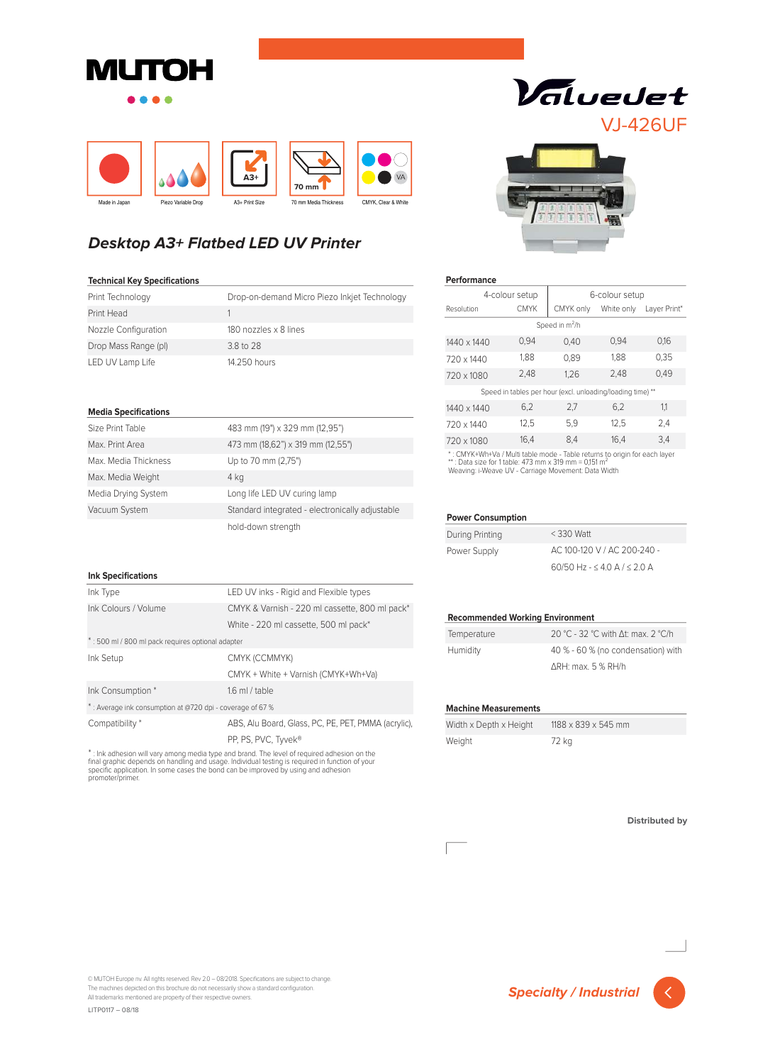MUTOH

ValueJet

VJ-426UF

Made in Japan | Piezo Variable Drop | A3+ Print Size | 70 mm Media Thickness | CMYK, Clear & White

## *Desktop A3+ Flatbed LED UV Printer*

### Technical Key Specifications

| | |
|---|---|
| Print Technology | Drop-on-demand Micro Piezo Inkjet Technology |
| Print Head | 1 |
| Nozzle Configuration | 180 nozzles x 8 lines |
| Drop Mass Range (pl) | 3.8 to 28 |
| LED UV Lamp Life | 14.250 hours |

### Media Specifications

| | |
|---|---|
| Size Print Table | 483 mm (19") x 329 mm (12,95") |
| Max. Print Area | 473 mm (18,62") x 319 mm (12,55") |
| Max. Media Thickness | Up to 70 mm (2,75") |
| Max. Media Weight | 4 kg |
| Media Drying System | Long life LED UV curing lamp |
| Vacuum System | Standard integrated - electronically adjustable hold-down strength |

### Ink Specifications

| | |
|---|---|
| Ink Type | LED UV inks - Rigid and Flexible types |
| Ink Colours / Volume | CMYK & Varnish - 220 ml cassette, 800 ml pack* |
| | White - 220 ml cassette, 500 ml pack* |
| * : 500 ml / 800 ml pack requires optional adapter | |
| Ink Setup | CMYK (CCMMYK) |
| | CMYK + White + Varnish (CMYK+Wh+Va) |
| Ink Consumption * | 1.6 ml / table |
| * : Average ink consumption at @720 dpi - coverage of 67 % | |
| Compatibility * | ABS, Alu Board, Glass, PC, PE, PET, PMMA (acrylic), PP, PS, PVC, Tyvek® |

* : Ink adhesion will vary among media type and brand. The level of required adhesion on the final graphic depends on handling and usage. Individual testing is required in function of your specific application. In some cases the bond can be improved by using and adhesion promoter/primer.

### Performance

| | 4-colour setup | 6-colour setup | | |
|---|---|---|---|---|
| Resolution | CMYK | CMYK only | White only | Layer Print* |
| Speed in $m^2$/h | | | | |
| 1440 x 1440 | 0,94 | 0,40 | 0,94 | 0,16 |
| 720 x 1440 | 1,88 | 0,89 | 1,88 | 0,35 |
| 720 x 1080 | 2,48 | 1,26 | 2,48 | 0,49 |
| Speed in tables per hour (excl. unloading/loading time) ** | | | | |
| 1440 x 1440 | 6,2 | 2,7 | 6,2 | 1,1 |
| 720 x 1440 | 12,5 | 5,9 | 12,5 | 2,4 |
| 720 x 1080 | 16,4 | 8,4 | 16,4 | 3,4 |

* : CMYK+Wh+Va / Multi table mode - Table returns to origin for each layer
** : Data size for 1 table: 473 mm x 319 mm = 0,151 $m^2$
Weaving: i-Weave UV - Carriage Movement: Data Width

### Power Consumption

| | |
|---|---|
| During Printing | < 330 Watt |
| Power Supply | AC 100-120 V / AC 200-240 - 60/50 Hz - ≤ 4.0 A / ≤ 2.0 A |

### Recommended Working Environment

| | |
|---|---|
| Temperature | 20 °C - 32 °C with Δt: max. 2 °C/h |
| Humidity | 40 % - 60 % (no condensation) with ΔRH: max. 5 % RH/h |

### Machine Measurements

| | |
|---|---|
| Width x Depth x Height | 1188 x 839 x 545 mm |
| Weight | 72 kg |

**Distributed by**

© MUTOH Europe nv. All rights reserved. Rev 2.0 – 08/2018. Specifications are subject to change.
The machines depicted on this brochure do not necessarily show a standard configuration.
All trademarks mentioned are property of their respective owners.
LITP0117 – 08/18

*Specialty / Industrial*